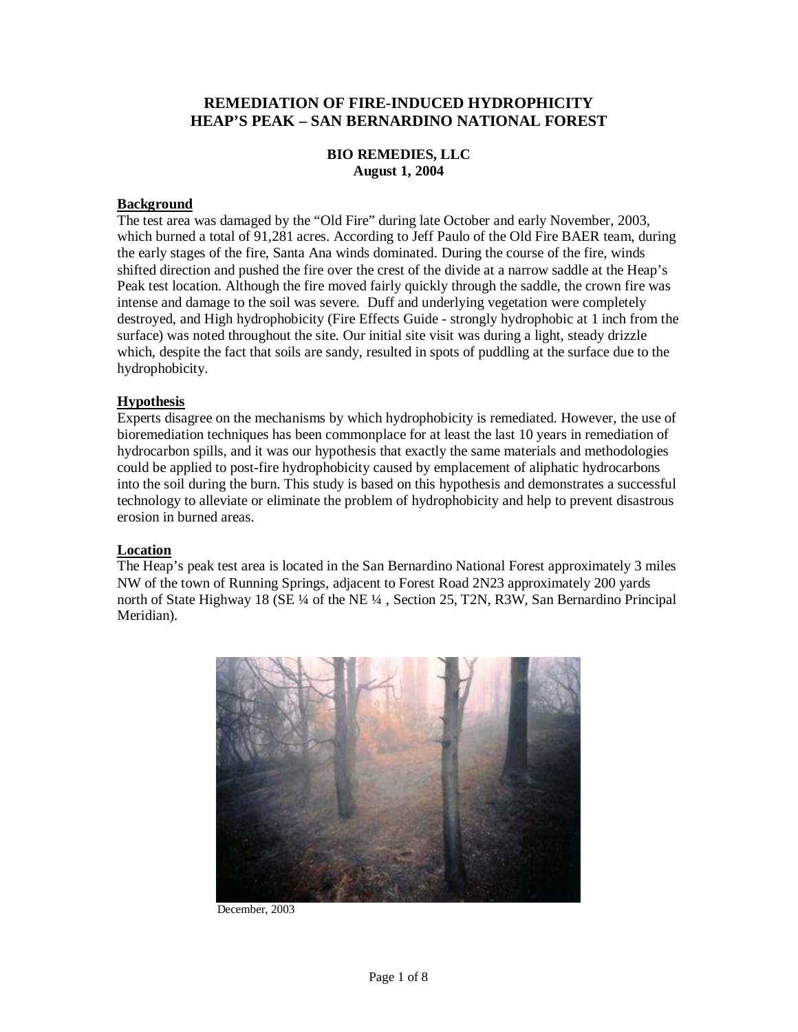# REMEDIATION OF FIRE-INDUCED HYDROPHICITY
# HEAP'S PEAK – SAN BERNARDINO NATIONAL FOREST

**BIO REMEDIES, LLC**
**August 1, 2004**

## Background

The test area was damaged by the "Old Fire" during late October and early November, 2003, which burned a total of 91,281 acres. According to Jeff Paulo of the Old Fire BAER team, during the early stages of the fire, Santa Ana winds dominated. During the course of the fire, winds shifted direction and pushed the fire over the crest of the divide at a narrow saddle at the Heap's Peak test location. Although the fire moved fairly quickly through the saddle, the crown fire was intense and damage to the soil was severe. Duff and underlying vegetation were completely destroyed, and High hydrophobicity (Fire Effects Guide - strongly hydrophobic at 1 inch from the surface) was noted throughout the site. Our initial site visit was during a light, steady drizzle which, despite the fact that soils are sandy, resulted in spots of puddling at the surface due to the hydrophobicity.

## Hypothesis

Experts disagree on the mechanisms by which hydrophobicity is remediated. However, the use of bioremediation techniques has been commonplace for at least the last 10 years in remediation of hydrocarbon spills, and it was our hypothesis that exactly the same materials and methodologies could be applied to post-fire hydrophobicity caused by emplacement of aliphatic hydrocarbons into the soil during the burn. This study is based on this hypothesis and demonstrates a successful technology to alleviate or eliminate the problem of hydrophobicity and help to prevent disastrous erosion in burned areas.

## Location

The Heap's peak test area is located in the San Bernardino National Forest approximately 3 miles NW of the town of Running Springs, adjacent to Forest Road 2N23 approximately 200 yards north of State Highway 18 (SE ¼ of the NE ¼ , Section 25, T2N, R3W, San Bernardino Principal Meridian).

December, 2003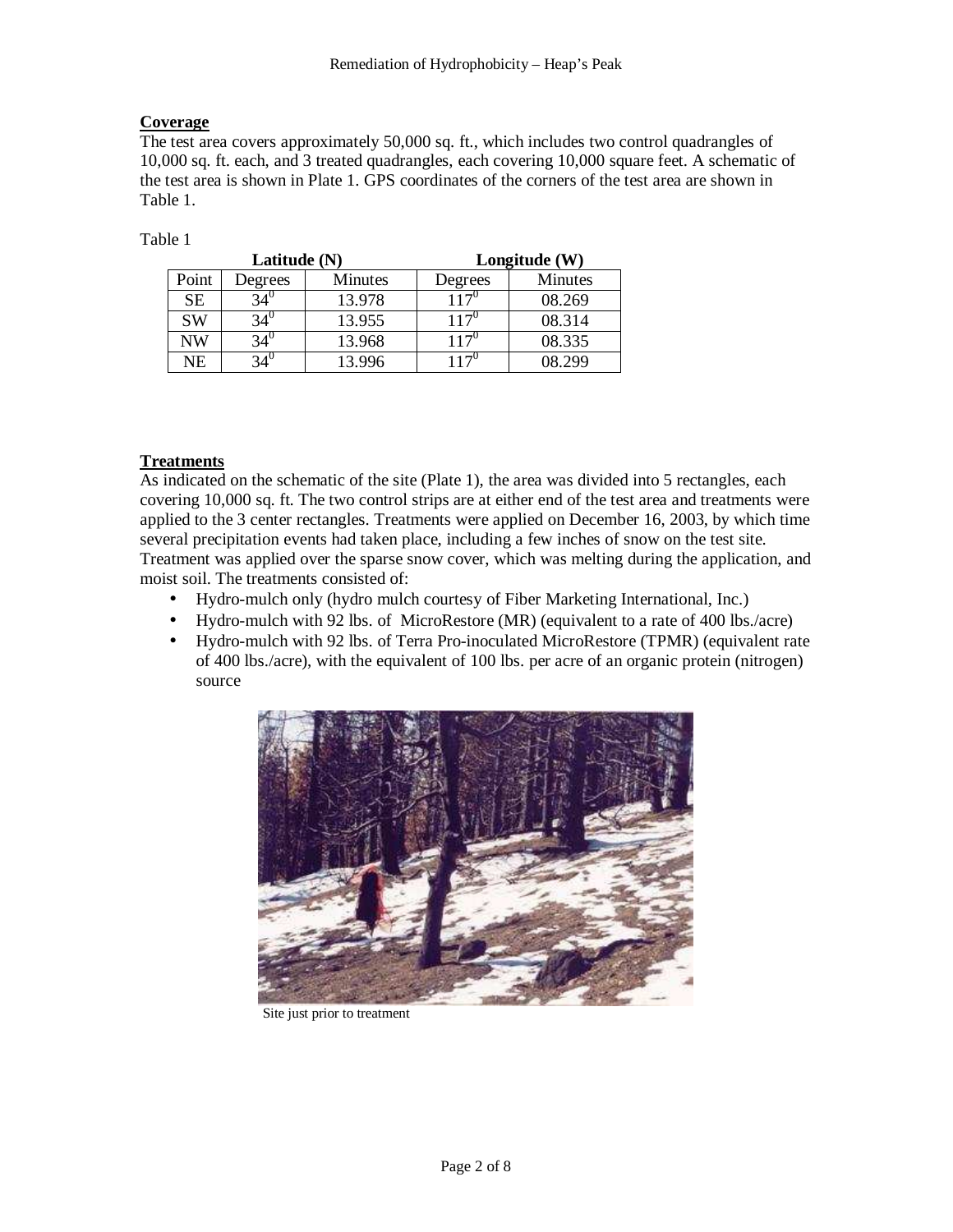**Coverage**

The test area covers approximately 50,000 sq. ft., which includes two control quadrangles of 10,000 sq. ft. each, and 3 treated quadrangles, each covering 10,000 square feet. A schematic of the test area is shown in Plate 1. GPS coordinates of the corners of the test area are shown in Table 1.

Table 1

| | Latitude (N) | | Longitude (W) | |
|---|---|---|---|---|
| Point | Degrees | Minutes | Degrees | Minutes |
| SE | $34^0$ | 13.978 | $117^0$ | 08.269 |
| SW | $34^0$ | 13.955 | $117^0$ | 08.314 |
| NW | $34^0$ | 13.968 | $117^0$ | 08.335 |
| NE | $34^0$ | 13.996 | $117^0$ | 08.299 |

**Treatments**

As indicated on the schematic of the site (Plate 1), the area was divided into 5 rectangles, each covering 10,000 sq. ft. The two control strips are at either end of the test area and treatments were applied to the 3 center rectangles. Treatments were applied on December 16, 2003, by which time several precipitation events had taken place, including a few inches of snow on the test site. Treatment was applied over the sparse snow cover, which was melting during the application, and moist soil. The treatments consisted of:

- Hydro-mulch only (hydro mulch courtesy of Fiber Marketing International, Inc.)
- Hydro-mulch with 92 lbs. of MicroRestore (MR) (equivalent to a rate of 400 lbs./acre)
- Hydro-mulch with 92 lbs. of Terra Pro-inoculated MicroRestore (TPMR) (equivalent rate of 400 lbs./acre), with the equivalent of 100 lbs. per acre of an organic protein (nitrogen) source

Site just prior to treatment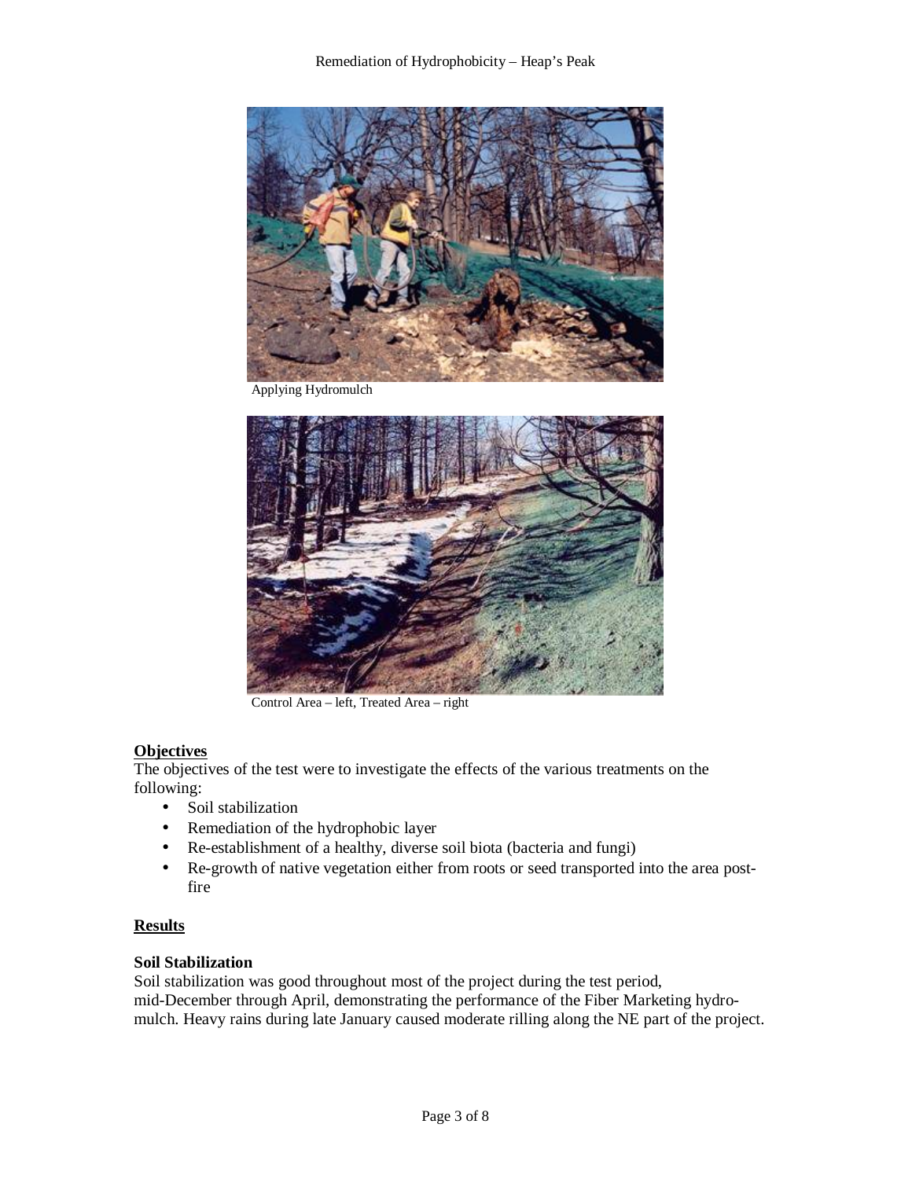Applying Hydromulch

Control Area – left, Treated Area – right

**Objectives**

The objectives of the test were to investigate the effects of the various treatments on the following:

- Soil stabilization
- Remediation of the hydrophobic layer
- Re-establishment of a healthy, diverse soil biota (bacteria and fungi)
- Re-growth of native vegetation either from roots or seed transported into the area post-fire

**Results**

**Soil Stabilization**

Soil stabilization was good throughout most of the project during the test period, mid-December through April, demonstrating the performance of the Fiber Marketing hydro-mulch. Heavy rains during late January caused moderate rilling along the NE part of the project.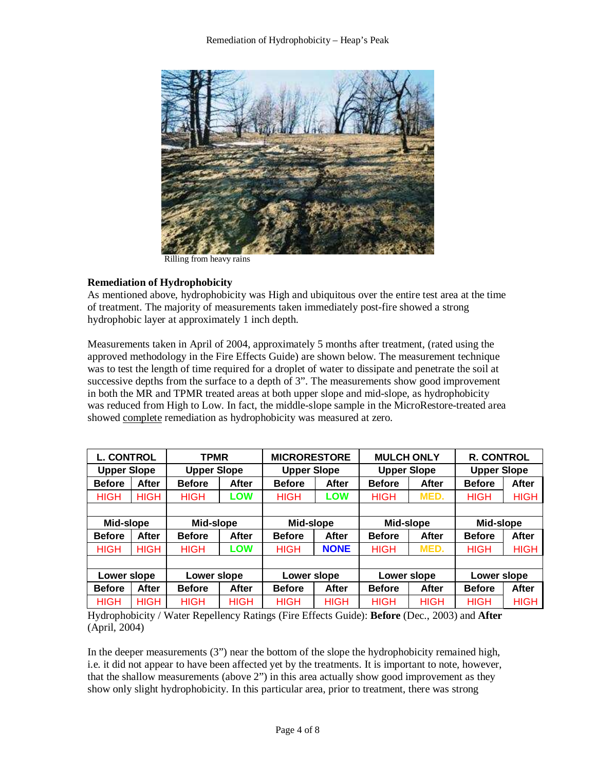Rilling from heavy rains

**Remediation of Hydrophobicity**

As mentioned above, hydrophobicity was High and ubiquitous over the entire test area at the time of treatment. The majority of measurements taken immediately post-fire showed a strong hydrophobic layer at approximately 1 inch depth.

Measurements taken in April of 2004, approximately 5 months after treatment, (rated using the approved methodology in the Fire Effects Guide) are shown below. The measurement technique was to test the length of time required for a droplet of water to dissipate and penetrate the soil at successive depths from the surface to a depth of 3". The measurements show good improvement in both the MR and TPMR treated areas at both upper slope and mid-slope, as hydrophobicity was reduced from High to Low. In fact, the middle-slope sample in the MicroRestore-treated area showed complete remediation as hydrophobicity was measured at zero.

| L. CONTROL | | TPMR | | MICRORESTORE | | MULCH ONLY | | R. CONTROL | |
|---|---|---|---|---|---|---|---|---|---|
| Upper Slope | | Upper Slope | | Upper Slope | | Upper Slope | | Upper Slope | |
| Before | After | Before | After | Before | After | Before | After | Before | After |
| HIGH | HIGH | HIGH | LOW | HIGH | LOW | HIGH | MED. | HIGH | HIGH |
| | | | | | | | | | |
| Mid-slope | | Mid-slope | | Mid-slope | | Mid-slope | | Mid-slope | |
| Before | After | Before | After | Before | After | Before | After | Before | After |
| HIGH | HIGH | HIGH | LOW | HIGH | NONE | HIGH | MED. | HIGH | HIGH |
| | | | | | | | | | |
| Lower slope | | Lower slope | | Lower slope | | Lower slope | | Lower slope | |
| Before | After | Before | After | Before | After | Before | After | Before | After |
| HIGH | HIGH | HIGH | HIGH | HIGH | HIGH | HIGH | HIGH | HIGH | HIGH |

Hydrophobicity / Water Repellency Ratings (Fire Effects Guide): **Before** (Dec., 2003) and **After** (April, 2004)

In the deeper measurements (3") near the bottom of the slope the hydrophobicity remained high, i.e. it did not appear to have been affected yet by the treatments. It is important to note, however, that the shallow measurements (above 2") in this area actually show good improvement as they show only slight hydrophobicity. In this particular area, prior to treatment, there was strong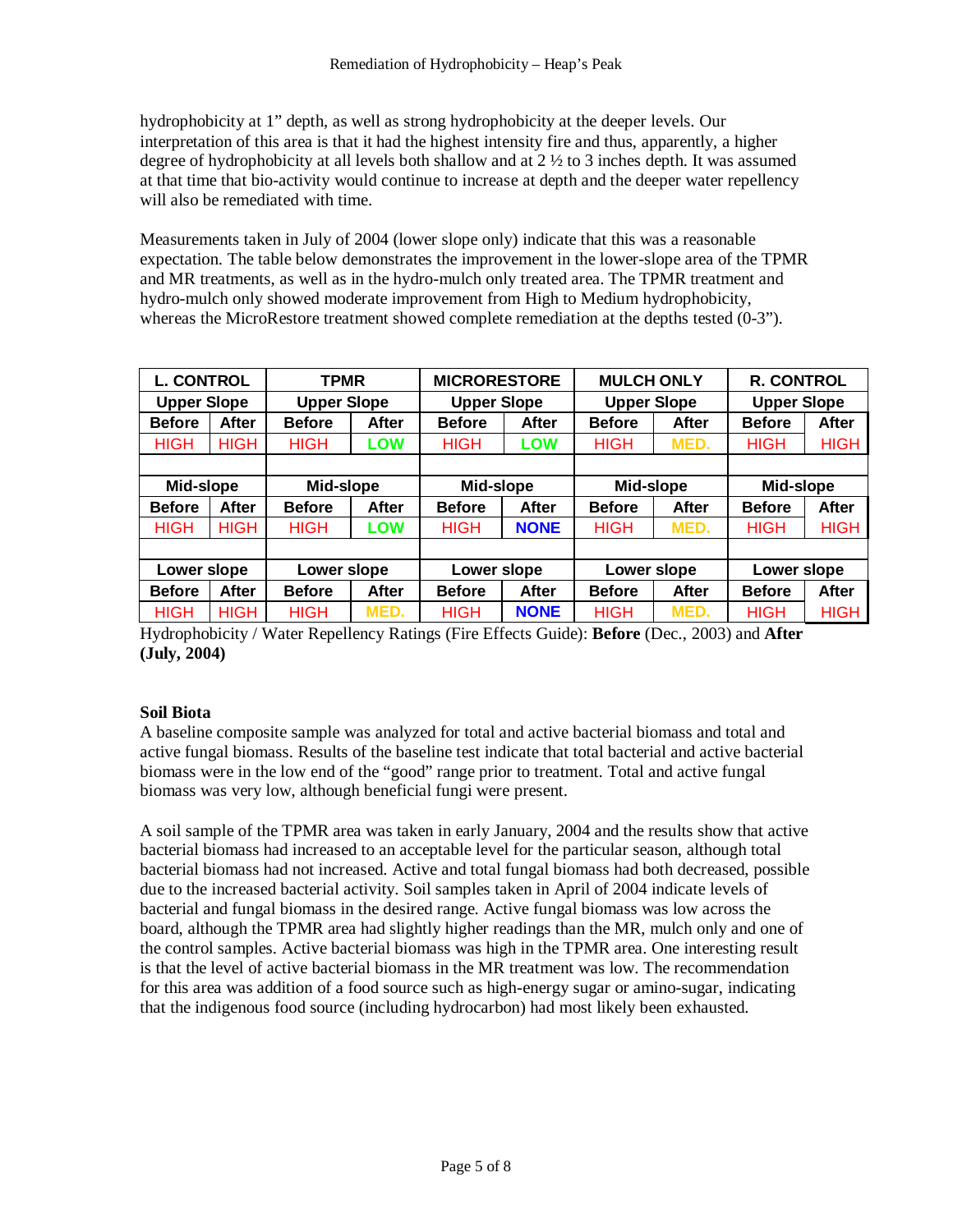hydrophobicity at 1" depth, as well as strong hydrophobicity at the deeper levels. Our interpretation of this area is that it had the highest intensity fire and thus, apparently, a higher degree of hydrophobicity at all levels both shallow and at 2 ½ to 3 inches depth. It was assumed at that time that bio-activity would continue to increase at depth and the deeper water repellency will also be remediated with time.

Measurements taken in July of 2004 (lower slope only) indicate that this was a reasonable expectation. The table below demonstrates the improvement in the lower-slope area of the TPMR and MR treatments, as well as in the hydro-mulch only treated area. The TPMR treatment and hydro-mulch only showed moderate improvement from High to Medium hydrophobicity, whereas the MicroRestore treatment showed complete remediation at the depths tested (0-3").

| L. CONTROL | | TPMR | | MICRORESTORE | | MULCH ONLY | | R. CONTROL | |
|---|---|---|---|---|---|---|---|---|---|
| **Upper Slope** | | **Upper Slope** | | **Upper Slope** | | **Upper Slope** | | **Upper Slope** | |
| **Before** | **After** | **Before** | **After** | **Before** | **After** | **Before** | **After** | **Before** | **After** |
| HIGH | HIGH | HIGH | LOW | HIGH | LOW | HIGH | MED. | HIGH | HIGH |
| | | | | | | | | | |
| **Mid-slope** | | **Mid-slope** | | **Mid-slope** | | **Mid-slope** | | **Mid-slope** | |
| **Before** | **After** | **Before** | **After** | **Before** | **After** | **Before** | **After** | **Before** | **After** |
| HIGH | HIGH | HIGH | LOW | HIGH | NONE | HIGH | MED. | HIGH | HIGH |
| | | | | | | | | | |
| **Lower slope** | | **Lower slope** | | **Lower slope** | | **Lower slope** | | **Lower slope** | |
| **Before** | **After** | **Before** | **After** | **Before** | **After** | **Before** | **After** | **Before** | **After** |
| HIGH | HIGH | HIGH | MED. | HIGH | NONE | HIGH | MED. | HIGH | HIGH |

Hydrophobicity / Water Repellency Ratings (Fire Effects Guide): **Before** (Dec., 2003) and **After (July, 2004)**

### Soil Biota

A baseline composite sample was analyzed for total and active bacterial biomass and total and active fungal biomass. Results of the baseline test indicate that total bacterial and active bacterial biomass were in the low end of the "good" range prior to treatment. Total and active fungal biomass was very low, although beneficial fungi were present.

A soil sample of the TPMR area was taken in early January, 2004 and the results show that active bacterial biomass had increased to an acceptable level for the particular season, although total bacterial biomass had not increased. Active and total fungal biomass had both decreased, possible due to the increased bacterial activity. Soil samples taken in April of 2004 indicate levels of bacterial and fungal biomass in the desired range. Active fungal biomass was low across the board, although the TPMR area had slightly higher readings than the MR, mulch only and one of the control samples. Active bacterial biomass was high in the TPMR area. One interesting result is that the level of active bacterial biomass in the MR treatment was low. The recommendation for this area was addition of a food source such as high-energy sugar or amino-sugar, indicating that the indigenous food source (including hydrocarbon) had most likely been exhausted.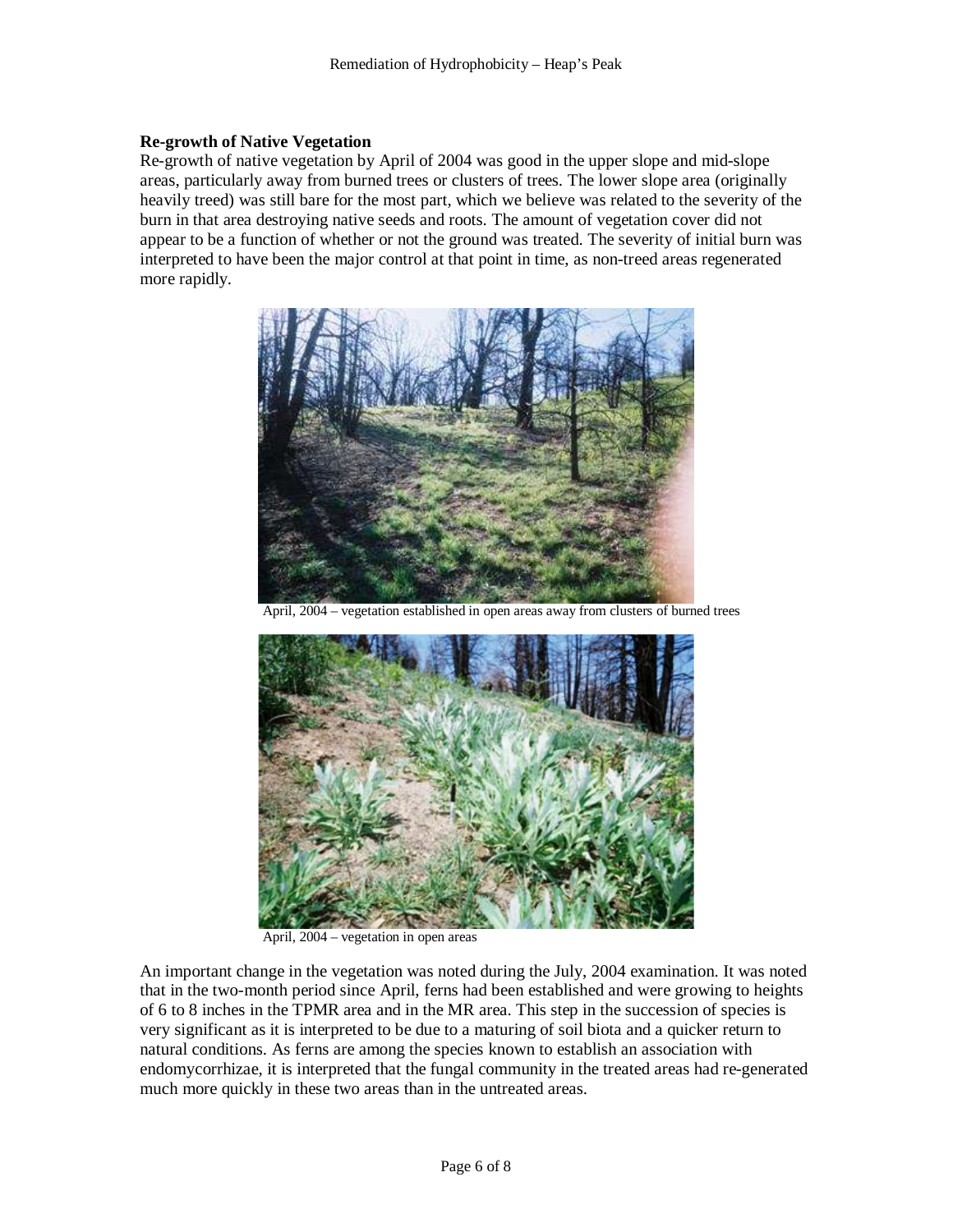**Re-growth of Native Vegetation**

Re-growth of native vegetation by April of 2004 was good in the upper slope and mid-slope areas, particularly away from burned trees or clusters of trees. The lower slope area (originally heavily treed) was still bare for the most part, which we believe was related to the severity of the burn in that area destroying native seeds and roots. The amount of vegetation cover did not appear to be a function of whether or not the ground was treated. The severity of initial burn was interpreted to have been the major control at that point in time, as non-treed areas regenerated more rapidly.

April, 2004 – vegetation established in open areas away from clusters of burned trees

April, 2004 – vegetation in open areas

An important change in the vegetation was noted during the July, 2004 examination. It was noted that in the two-month period since April, ferns had been established and were growing to heights of 6 to 8 inches in the TPMR area and in the MR area. This step in the succession of species is very significant as it is interpreted to be due to a maturing of soil biota and a quicker return to natural conditions. As ferns are among the species known to establish an association with endomycorrhizae, it is interpreted that the fungal community in the treated areas had re-generated much more quickly in these two areas than in the untreated areas.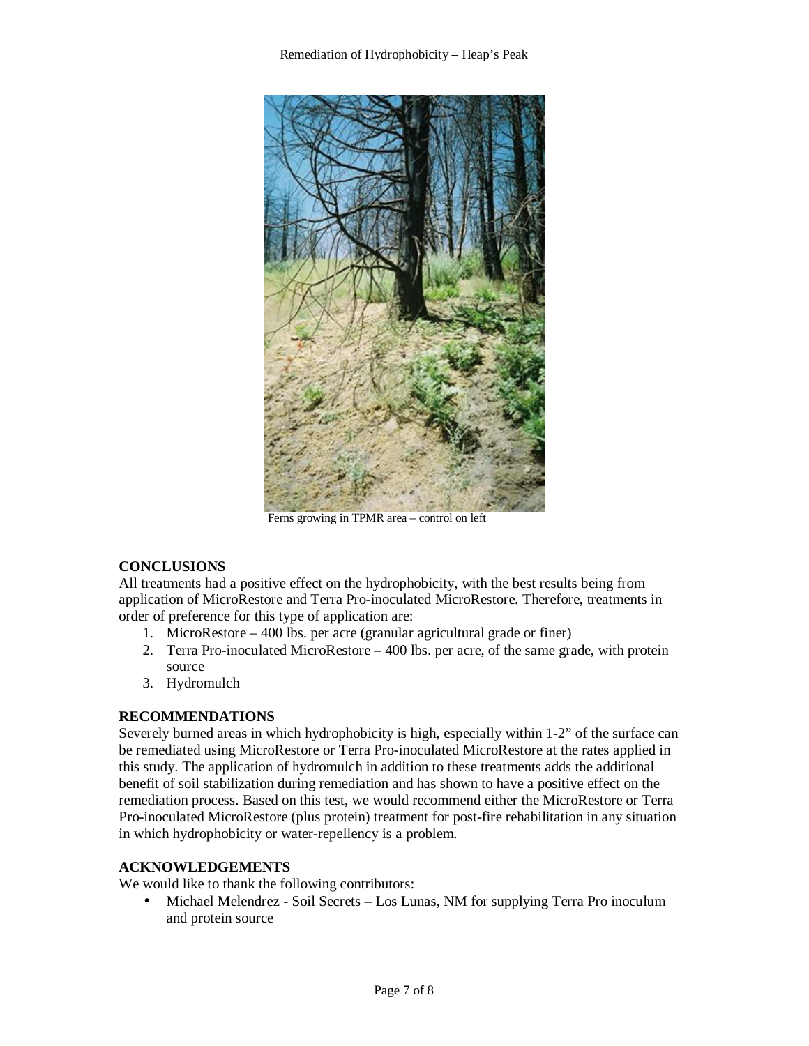Ferns growing in TPMR area – control on left

## CONCLUSIONS

All treatments had a positive effect on the hydrophobicity, with the best results being from application of MicroRestore and Terra Pro-inoculated MicroRestore. Therefore, treatments in order of preference for this type of application are:

1. MicroRestore – 400 lbs. per acre (granular agricultural grade or finer)
2. Terra Pro-inoculated MicroRestore – 400 lbs. per acre, of the same grade, with protein source
3. Hydromulch

## RECOMMENDATIONS

Severely burned areas in which hydrophobicity is high, especially within 1-2" of the surface can be remediated using MicroRestore or Terra Pro-inoculated MicroRestore at the rates applied in this study. The application of hydromulch in addition to these treatments adds the additional benefit of soil stabilization during remediation and has shown to have a positive effect on the remediation process. Based on this test, we would recommend either the MicroRestore or Terra Pro-inoculated MicroRestore (plus protein) treatment for post-fire rehabilitation in any situation in which hydrophobicity or water-repellency is a problem.

## ACKNOWLEDGEMENTS

We would like to thank the following contributors:

- Michael Melendrez - Soil Secrets – Los Lunas, NM for supplying Terra Pro inoculum and protein source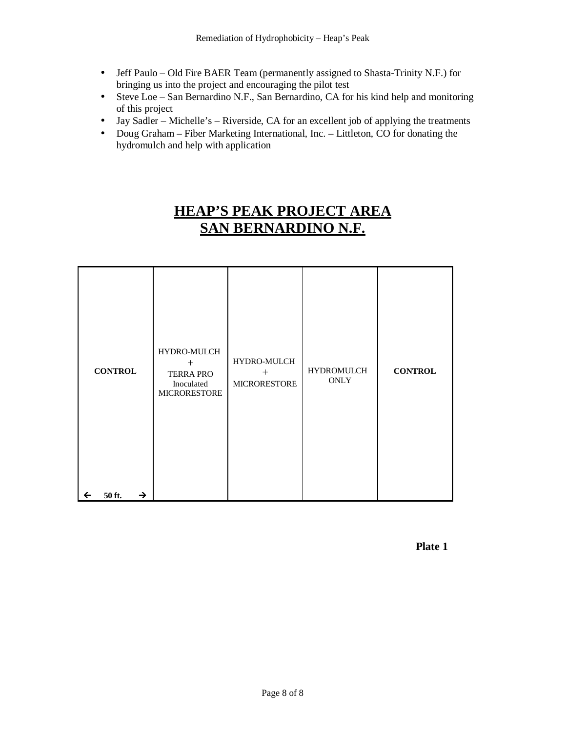- Jeff Paulo – Old Fire BAER Team (permanently assigned to Shasta-Trinity N.F.) for bringing us into the project and encouraging the pilot test
- Steve Loe – San Bernardino N.F., San Bernardino, CA for his kind help and monitoring of this project
- Jay Sadler – Michelle's – Riverside, CA for an excellent job of applying the treatments
- Doug Graham – Fiber Marketing International, Inc. – Littleton, CO for donating the hydromulch and help with application

# HEAP'S PEAK PROJECT AREA
# SAN BERNARDINO N.F.

| | | | | |
|---|---|---|---|---|
| **CONTROL** | HYDRO-MULCH + TERRA PRO Inoculated MICRORESTORE | HYDRO-MULCH + MICRORESTORE | HYDROMULCH ONLY | **CONTROL** |
| ← **50 ft.** → | | | | |

**Plate 1**